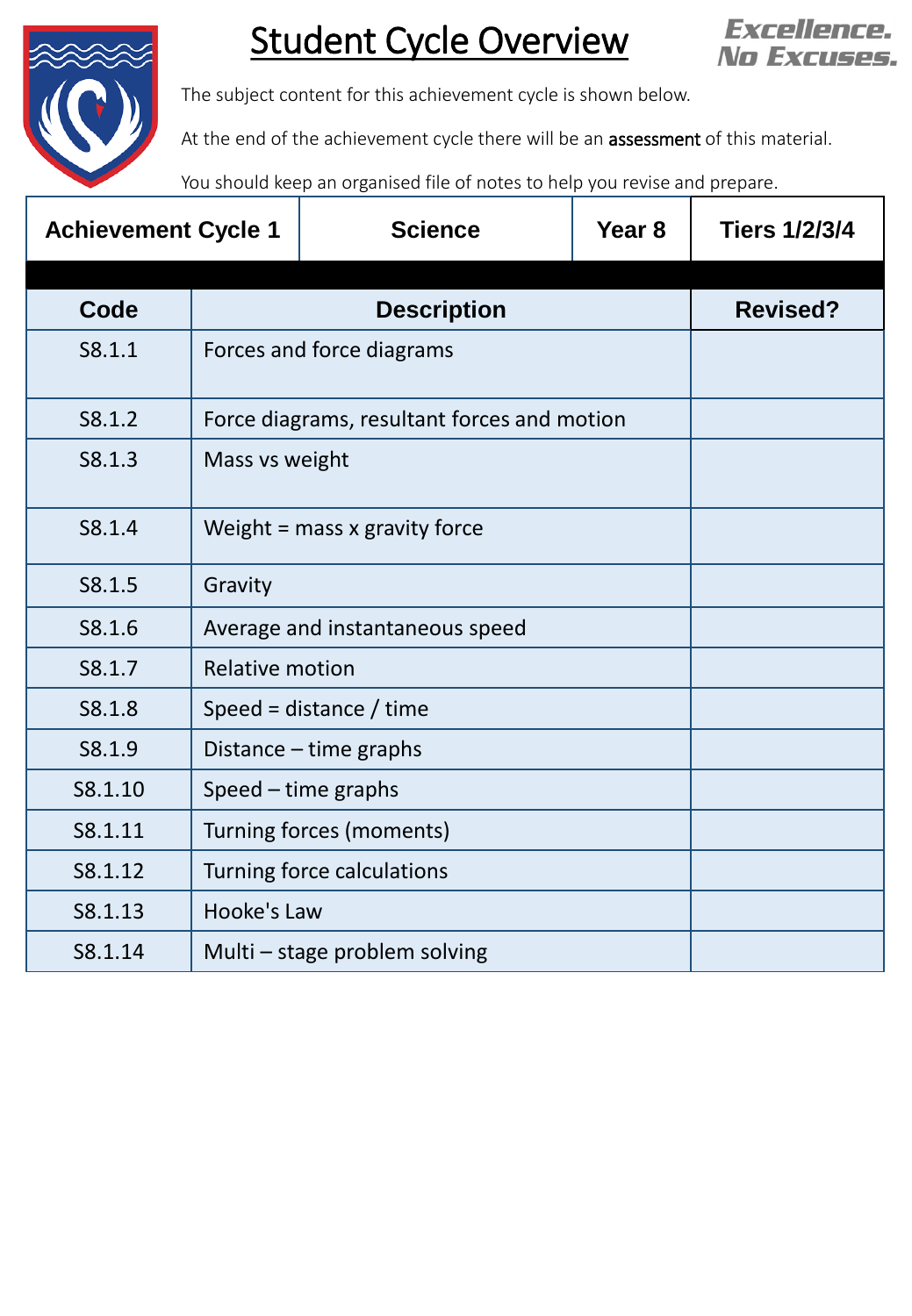# Student Cycle Overview

**Excellence. No Excuses.**

The subject content for this achievement cycle is shown below.

At the end of the achievement cycle there will be an assessment of this material.

You should keep an organised file of notes to help you revise and prepare.

| Achievement Cycle 1 | Science | Year 8 | Tiers 1/2/3/4 |
|---|---|---|---|

| Code | Description | Revised? |
|---|---|---|
| S8.1.1 | Forces and force diagrams | |
| S8.1.2 | Force diagrams, resultant forces and motion | |
| S8.1.3 | Mass vs weight | |
| S8.1.4 | Weight = mass x gravity force | |
| S8.1.5 | Gravity | |
| S8.1.6 | Average and instantaneous speed | |
| S8.1.7 | Relative motion | |
| S8.1.8 | Speed = distance / time | |
| S8.1.9 | Distance – time graphs | |
| S8.1.10 | Speed – time graphs | |
| S8.1.11 | Turning forces (moments) | |
| S8.1.12 | Turning force calculations | |
| S8.1.13 | Hooke's Law | |
| S8.1.14 | Multi – stage problem solving | |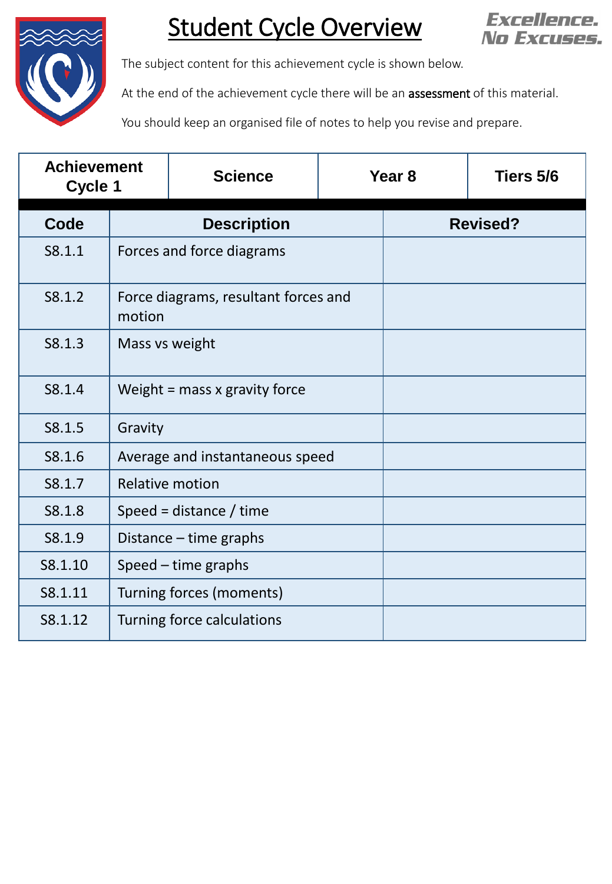# Student Cycle Overview

**Excellence. No Excuses.**

The subject content for this achievement cycle is shown below.

At the end of the achievement cycle there will be an assessment of this material.

You should keep an organised file of notes to help you revise and prepare.

| Achievement Cycle 1 | Science | Year 8 | Tiers 5/6 |
|---|---|---|---|

| Code | Description | Revised? |
|---|---|---|
| S8.1.1 | Forces and force diagrams | |
| S8.1.2 | Force diagrams, resultant forces and motion | |
| S8.1.3 | Mass vs weight | |
| S8.1.4 | Weight = mass x gravity force | |
| S8.1.5 | Gravity | |
| S8.1.6 | Average and instantaneous speed | |
| S8.1.7 | Relative motion | |
| S8.1.8 | Speed = distance / time | |
| S8.1.9 | Distance – time graphs | |
| S8.1.10 | Speed – time graphs | |
| S8.1.11 | Turning forces (moments) | |
| S8.1.12 | Turning force calculations | |